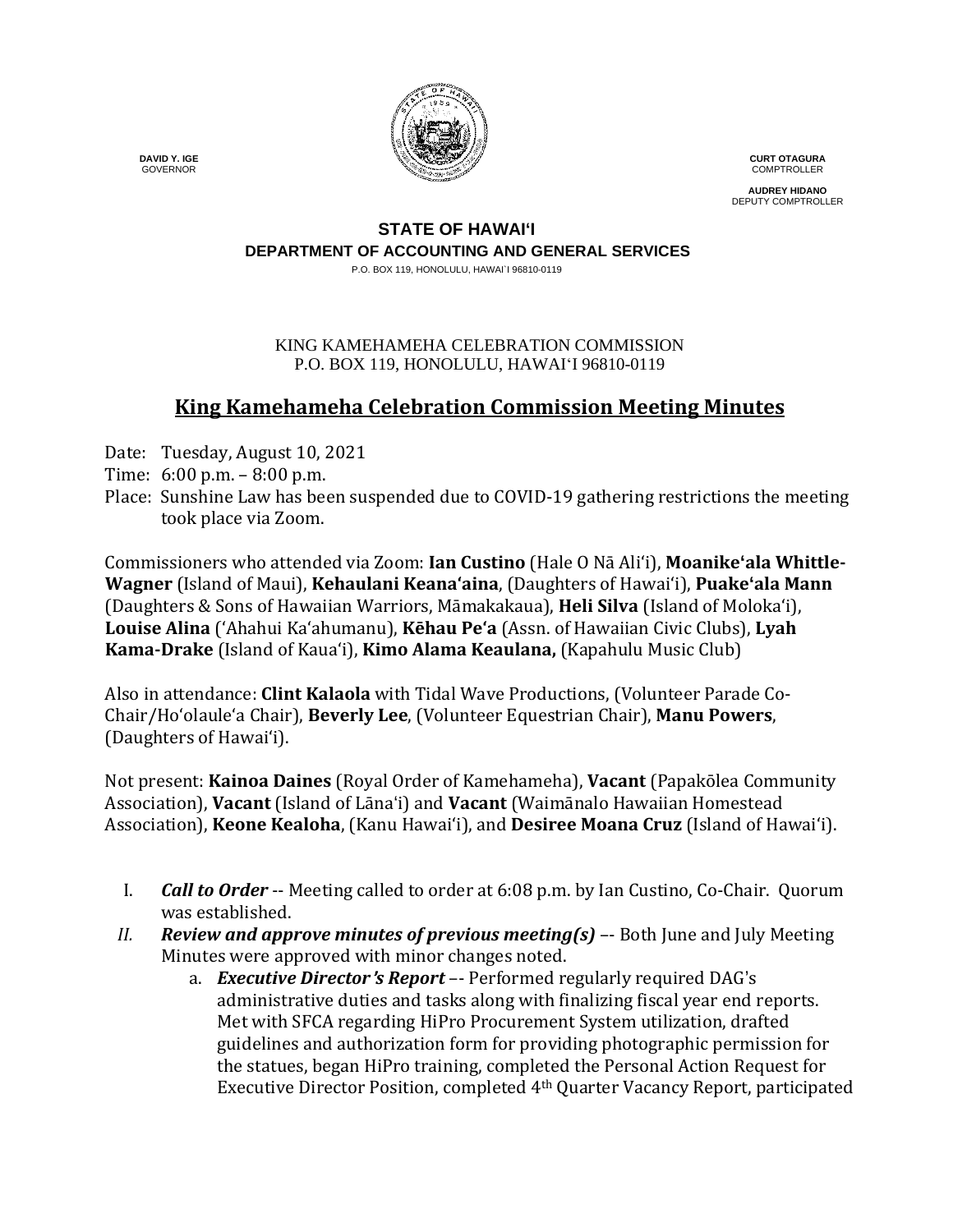**DAVID Y. IGE**
GOVERNOR

**CURT OTAGURA**
COMPTROLLER

**AUDREY HIDANO**
DEPUTY COMPTROLLER

**STATE OF HAWAI'I**
**DEPARTMENT OF ACCOUNTING AND GENERAL SERVICES**
P.O. BOX 119, HONOLULU, HAWAI`I 96810-0119

KING KAMEHAMEHA CELEBRATION COMMISSION
P.O. BOX 119, HONOLULU, HAWAIʻI 96810-0119

# King Kamehameha Celebration Commission Meeting Minutes

Date: Tuesday, August 10, 2021
Time: 6:00 p.m. – 8:00 p.m.
Place: Sunshine Law has been suspended due to COVID-19 gathering restrictions the meeting took place via Zoom.

Commissioners who attended via Zoom: **Ian Custino** (Hale O Nā Aliʻi), **Moanikeʻala Whittle-Wagner** (Island of Maui), **Kehaulani Keanaʻaina**, (Daughters of Hawaiʻi), **Puakeʻala Mann** (Daughters & Sons of Hawaiian Warriors, Māmakakaua), **Heli Silva** (Island of Molokaʻi), **Louise Alina** (ʻAhahui Kaʻahumanu), **Kēhau Peʻa** (Assn. of Hawaiian Civic Clubs), **Lyah Kama-Drake** (Island of Kauaʻi), **Kimo Alama Keaulana,** (Kapahulu Music Club)

Also in attendance: **Clint Kalaola** with Tidal Wave Productions, (Volunteer Parade Co-Chair/Hoʻolauleʻa Chair), **Beverly Lee**, (Volunteer Equestrian Chair), **Manu Powers**, (Daughters of Hawaiʻi).

Not present: **Kainoa Daines** (Royal Order of Kamehameha), **Vacant** (Papakōlea Community Association), **Vacant** (Island of Lānaʻi) and **Vacant** (Waimānalo Hawaiian Homestead Association), **Keone Kealoha**, (Kanu Hawaiʻi), and **Desiree Moana Cruz** (Island of Hawaiʻi).

I. ***Call to Order*** -- Meeting called to order at 6:08 p.m. by Ian Custino, Co-Chair. Quorum was established.

II. ***Review and approve minutes of previous meeting(s)*** –- Both June and July Meeting Minutes were approved with minor changes noted.

   a. ***Executive Director's Report*** –- Performed regularly required DAG's administrative duties and tasks along with finalizing fiscal year end reports. Met with SFCA regarding HiPro Procurement System utilization, drafted guidelines and authorization form for providing photographic permission for the statues, began HiPro training, completed the Personal Action Request for Executive Director Position, completed 4th Quarter Vacancy Report, participated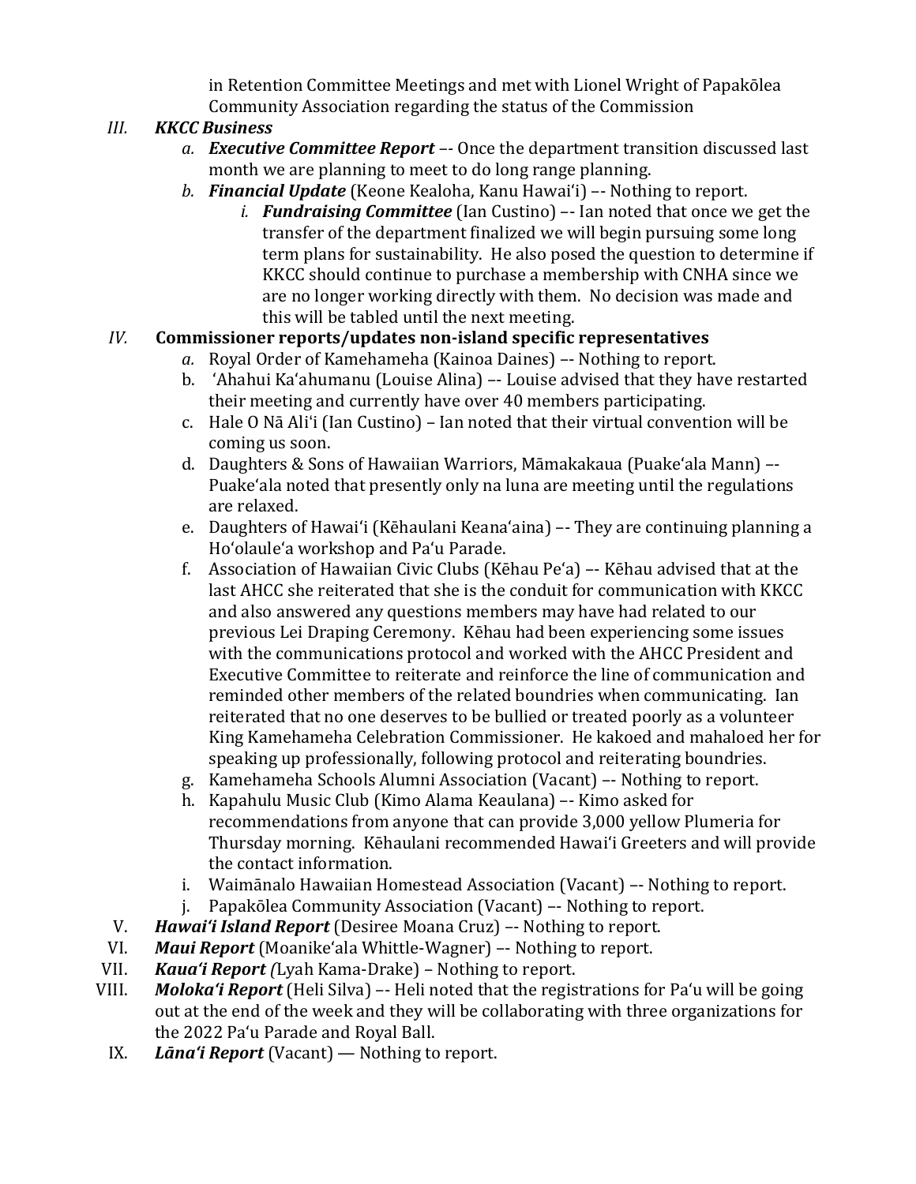in Retention Committee Meetings and met with Lionel Wright of Papakōlea Community Association regarding the status of the Commission

III. ***KKCC Business***

a. ***Executive Committee Report*** –- Once the department transition discussed last month we are planning to meet to do long range planning.

b. ***Financial Update*** (Keone Kealoha, Kanu Hawai'i) –- Nothing to report.

i. ***Fundraising Committee*** (Ian Custino) –- Ian noted that once we get the transfer of the department finalized we will begin pursuing some long term plans for sustainability. He also posed the question to determine if KKCC should continue to purchase a membership with CNHA since we are no longer working directly with them. No decision was made and this will be tabled until the next meeting.

IV. **Commissioner reports/updates non-island specific representatives**

a. Royal Order of Kamehameha (Kainoa Daines) –- Nothing to report.

b. 'Ahahui Ka'ahumanu (Louise Alina) –- Louise advised that they have restarted their meeting and currently have over 40 members participating.

c. Hale O Nā Ali'i (Ian Custino) – Ian noted that their virtual convention will be coming us soon.

d. Daughters & Sons of Hawaiian Warriors, Māmakakaua (Puake'ala Mann) –- Puake'ala noted that presently only na luna are meeting until the regulations are relaxed.

e. Daughters of Hawai'i (Kēhaulani Keana'aina) –- They are continuing planning a Ho'olaule'a workshop and Pa'u Parade.

f. Association of Hawaiian Civic Clubs (Kēhau Pe'a) –- Kēhau advised that at the last AHCC she reiterated that she is the conduit for communication with KKCC and also answered any questions members may have had related to our previous Lei Draping Ceremony. Kēhau had been experiencing some issues with the communications protocol and worked with the AHCC President and Executive Committee to reiterate and reinforce the line of communication and reminded other members of the related boundries when communicating. Ian reiterated that no one deserves to be bullied or treated poorly as a volunteer King Kamehameha Celebration Commissioner. He kakoed and mahaloed her for speaking up professionally, following protocol and reiterating boundries.

g. Kamehameha Schools Alumni Association (Vacant) –- Nothing to report.

h. Kapahulu Music Club (Kimo Alama Keaulana) –- Kimo asked for recommendations from anyone that can provide 3,000 yellow Plumeria for Thursday morning. Kēhaulani recommended Hawai'i Greeters and will provide the contact information.

i. Waimānalo Hawaiian Homestead Association (Vacant) –- Nothing to report.

j. Papakōlea Community Association (Vacant) –- Nothing to report.

V. ***Hawai'i Island Report*** (Desiree Moana Cruz) –- Nothing to report.

VI. ***Maui Report*** (Moanike'ala Whittle-Wagner) –- Nothing to report.

VII. ***Kaua'i Report*** (Lyah Kama-Drake) – Nothing to report.

VIII. ***Moloka'i Report*** (Heli Silva) –- Heli noted that the registrations for Pa'u will be going out at the end of the week and they will be collaborating with three organizations for the 2022 Pa'u Parade and Royal Ball.

IX. ***Lāna'i Report*** (Vacant) — Nothing to report.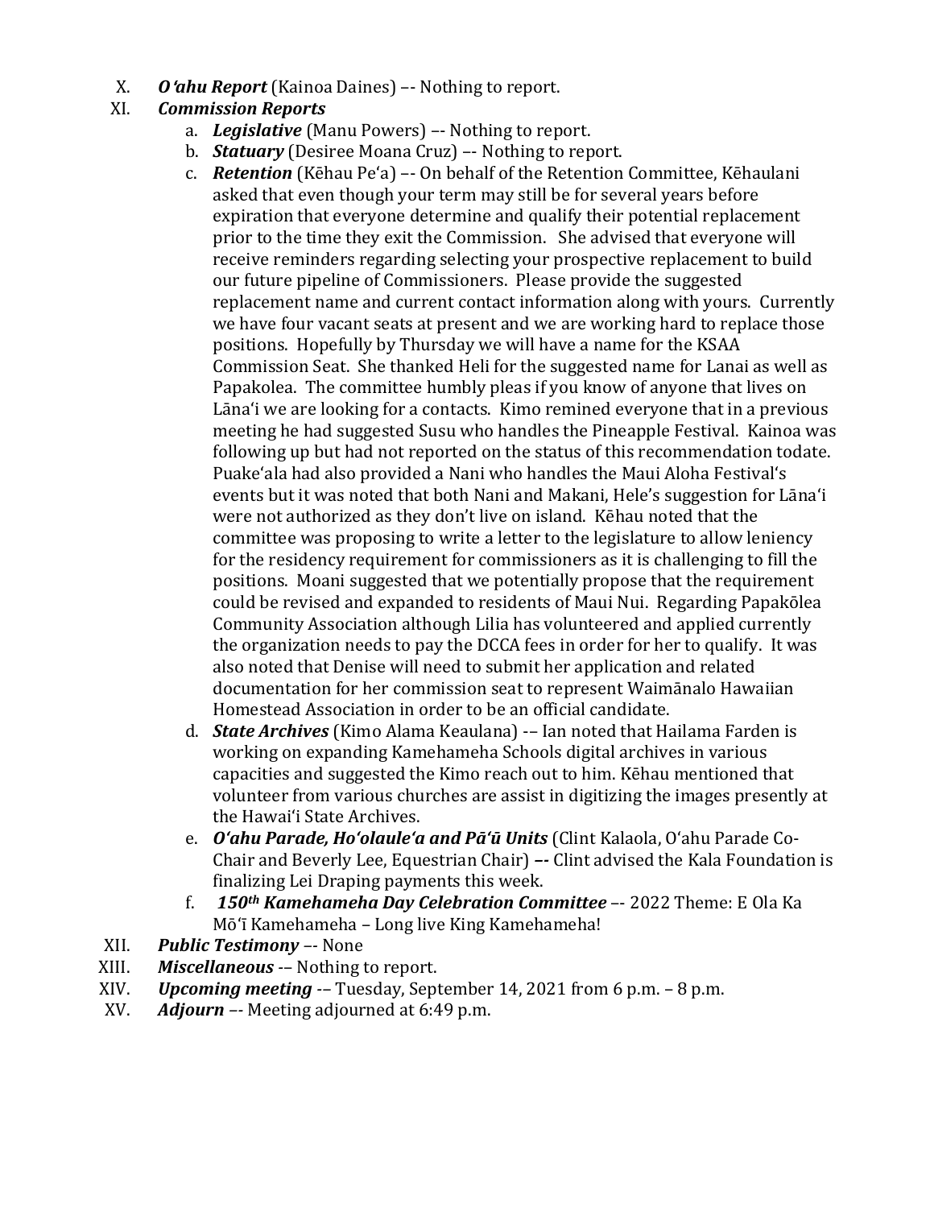X. ***Oʻahu Report*** (Kainoa Daines) –- Nothing to report.

XI. ***Commission Reports***

a. ***Legislative*** (Manu Powers) –- Nothing to report.

b. ***Statuary*** (Desiree Moana Cruz) –- Nothing to report.

c. ***Retention*** (Kēhau Peʻa) –- On behalf of the Retention Committee, Kēhaulani asked that even though your term may still be for several years before expiration that everyone determine and qualify their potential replacement prior to the time they exit the Commission. She advised that everyone will receive reminders regarding selecting your prospective replacement to build our future pipeline of Commissioners. Please provide the suggested replacement name and current contact information along with yours. Currently we have four vacant seats at present and we are working hard to replace those positions. Hopefully by Thursday we will have a name for the KSAA Commission Seat. She thanked Heli for the suggested name for Lanai as well as Papakolea. The committee humbly pleas if you know of anyone that lives on Lānaʻi we are looking for a contacts. Kimo remined everyone that in a previous meeting he had suggested Susu who handles the Pineapple Festival. Kainoa was following up but had not reported on the status of this recommendation todate. Puakeʻala had also provided a Nani who handles the Maui Aloha Festivalʻs events but it was noted that both Nani and Makani, Hele's suggestion for Lānaʻi were not authorized as they don't live on island. Kēhau noted that the committee was proposing to write a letter to the legislature to allow leniency for the residency requirement for commissioners as it is challenging to fill the positions. Moani suggested that we potentially propose that the requirement could be revised and expanded to residents of Maui Nui. Regarding Papakōlea Community Association although Lilia has volunteered and applied currently the organization needs to pay the DCCA fees in order for her to qualify. It was also noted that Denise will need to submit her application and related documentation for her commission seat to represent Waimānalo Hawaiian Homestead Association in order to be an official candidate.

d. ***State Archives*** (Kimo Alama Keaulana) -– Ian noted that Hailama Farden is working on expanding Kamehameha Schools digital archives in various capacities and suggested the Kimo reach out to him. Kēhau mentioned that volunteer from various churches are assist in digitizing the images presently at the Hawaiʻi State Archives.

e. ***Oʻahu Parade, Hoʻolauleʻa and Pāʻū Units*** (Clint Kalaola, Oʻahu Parade Co-Chair and Beverly Lee, Equestrian Chair) **–-** Clint advised the Kala Foundation is finalizing Lei Draping payments this week.

f. ***150th Kamehameha Day Celebration Committee*** –- 2022 Theme: E Ola Ka Mōʻī Kamehameha – Long live King Kamehameha!

XII. ***Public Testimony*** –- None

XIII. ***Miscellaneous*** -– Nothing to report.

XIV. ***Upcoming meeting*** -– Tuesday, September 14, 2021 from 6 p.m. – 8 p.m.

XV. ***Adjourn*** –- Meeting adjourned at 6:49 p.m.